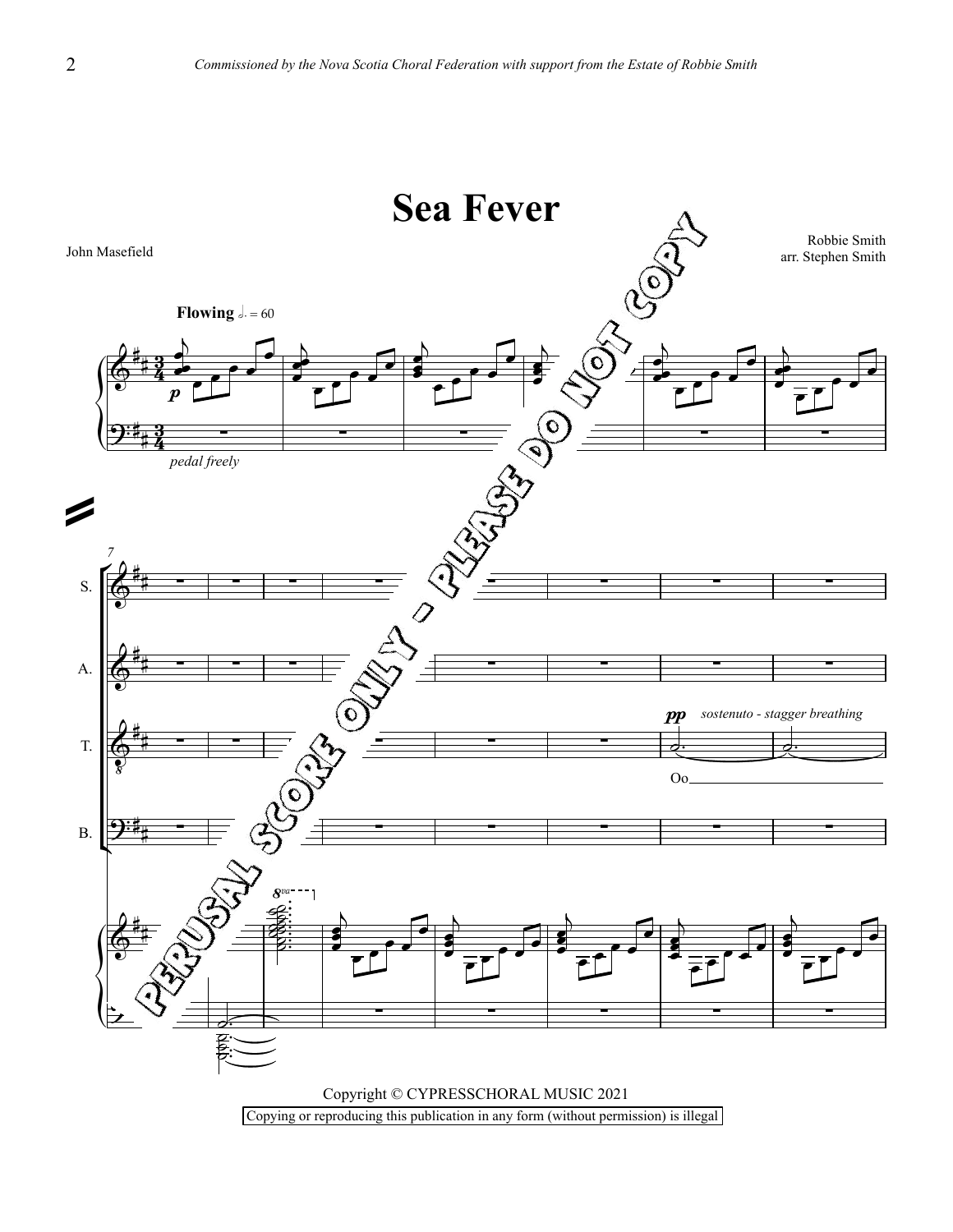*Commissioned by the Nova Scotia Choral Federation with support from the Estate of Robbie Smith*

# Sea Fever

John Masefield

Robbie Smith
arr. Stephen Smith

**Flowing** ♩. = 60

*pedal freely*

S.

A.

T. *pp* *sostenuto - stagger breathing* Oo

B.

PERUSAL SCORE ONLY - PLEASE DO NOT COPY

Copyright © CYPRESSCHORAL MUSIC 2021

Copying or reproducing this publication in any form (without permission) is illegal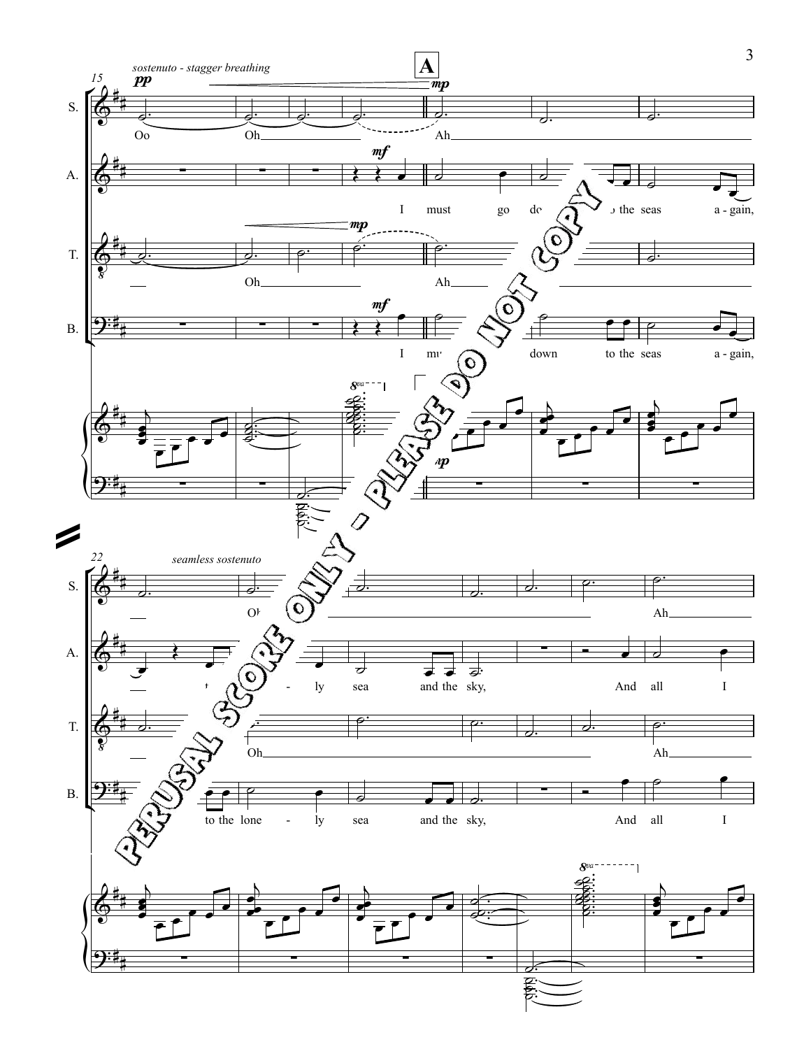*sostenuto - stagger breathing*

**A**

S.: Oo Oh Ah

A.: I must go down to the seas a - gain,

T.: Oh Ah

B.: I must go down to the seas a - gain,

*seamless sostenuto*

S.: Oh Ah

A.: to the lone - ly sea and the sky, And all I

T.: Oh Ah

B.: to the lone - ly sea and the sky, And all I

PERUSAL SCORE ONLY - PLEASE DO NOT COPY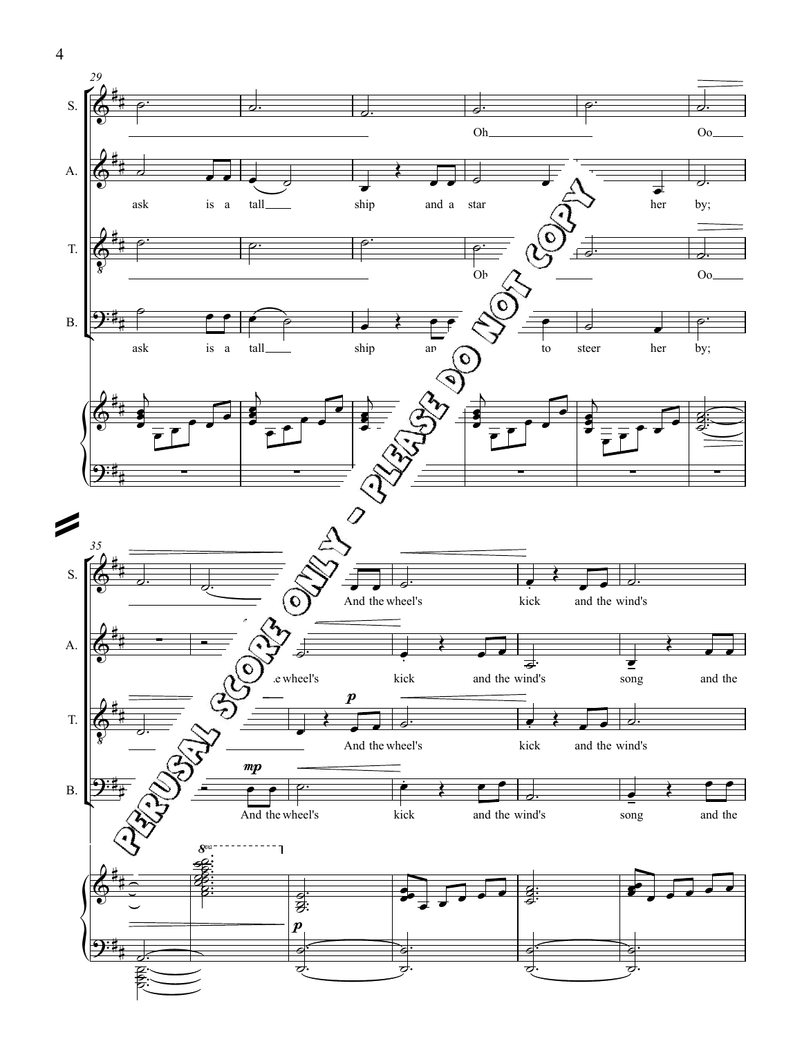**S.** Oh Oo

**A.** ask is a tall ship and a star her by;

**T.** Oh Oo

**B.** ask is a tall ship and to steer her by;

**S.** And the wheel's kick and the wind's

**A.** the wheel's kick and the wind's song and the

**T.** And the wheel's kick and the wind's

**B.** And the wheel's kick and the wind's song and the

PERUSAL SCORE ONLY - PLEASE DO NOT COPY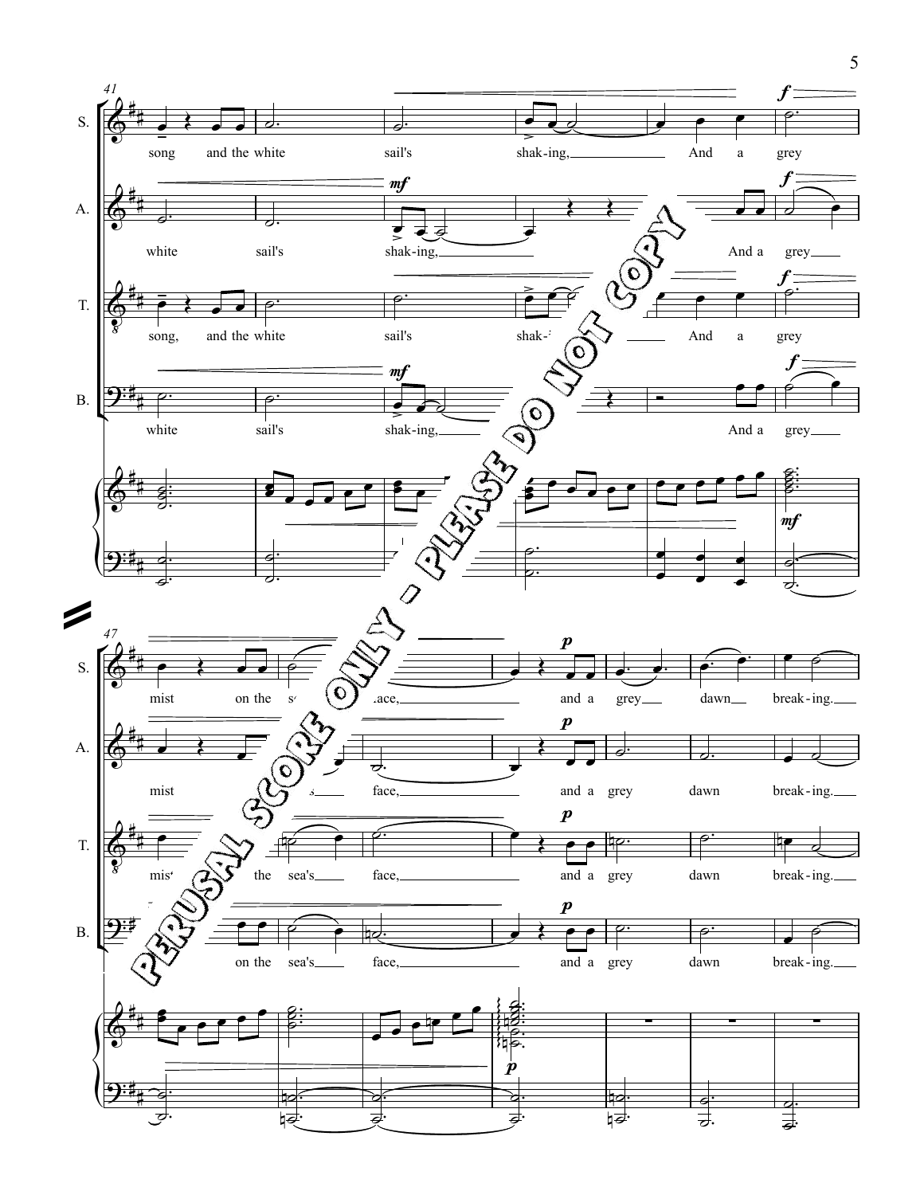PERUSAL SCORE ONLY - PLEASE DO NOT COPY

41

S. song and the white sail's shak-ing, And a grey

A. white sail's shak-ing, And a grey

T. song, and the white sail's shak- And a grey

B. white sail's shak-ing, And a grey

47

S. mist on the sea's face, and a grey dawn break-ing.

A. mist sea's face, and a grey dawn break-ing.

T. mist the sea's face, and a grey dawn break-ing.

B. on the sea's face, and a grey dawn break-ing.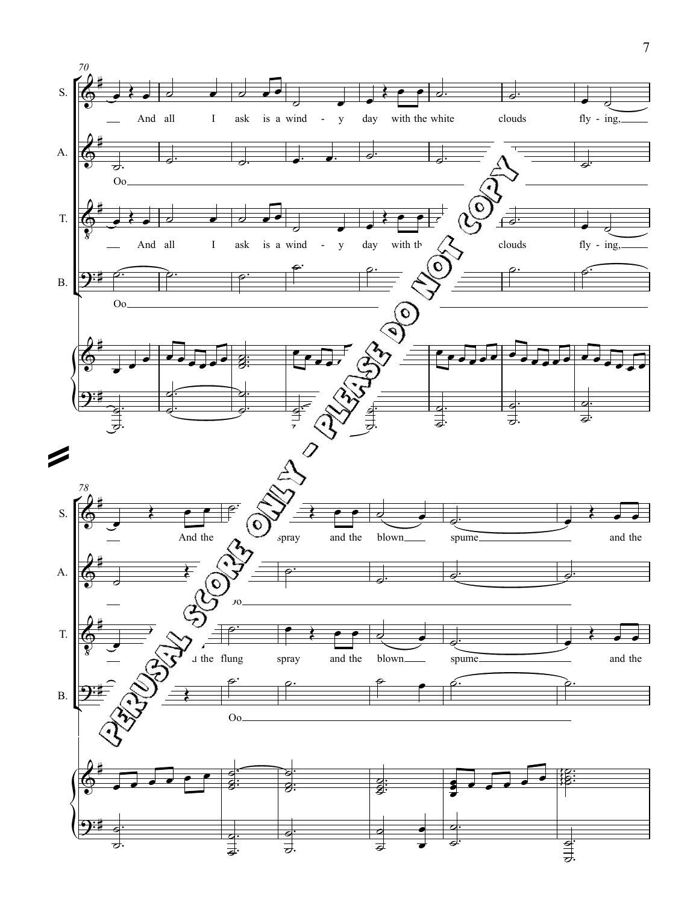PERUSAL SCORE ONLY - PLEASE DO NOT COPY

70

S. And all I ask is a wind - y day with the white clouds fly - ing,

A. Oo

T. And all I ask is a wind - y day with the white clouds fly - ing,

B. Oo

78

S. And the flung spray and the blown spume and the

A. Oo

T. And the flung spray and the blown spume and the

B. Oo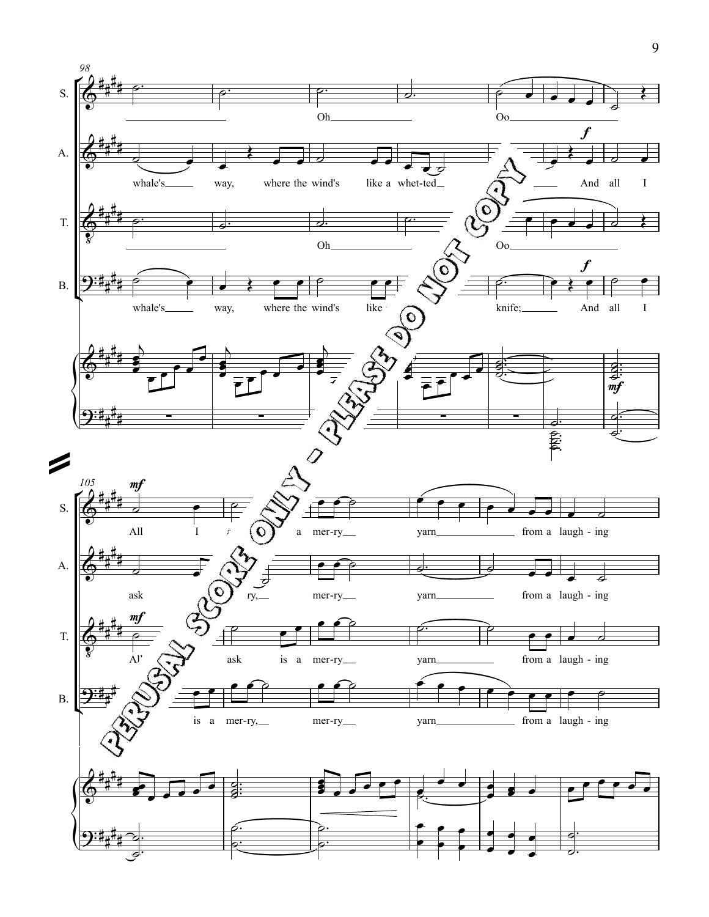PERUSAL SCORE ONLY - PLEASE DO NOT COPY

**98**

S.: Oh Oo

A.: whale's way, where the wind's like a whet-ted ... And all I

T.: Oh Oo

B.: whale's way, where the wind's like ... knife; And all I

**105**

S.: All I ... a mer-ry yarn from a laugh-ing

A.: ask ... ry, mer-ry yarn from a laugh-ing

T.: Al' ... ask is a mer-ry yarn from a laugh-ing

B.: is a mer-ry, mer-ry yarn from a laugh-ing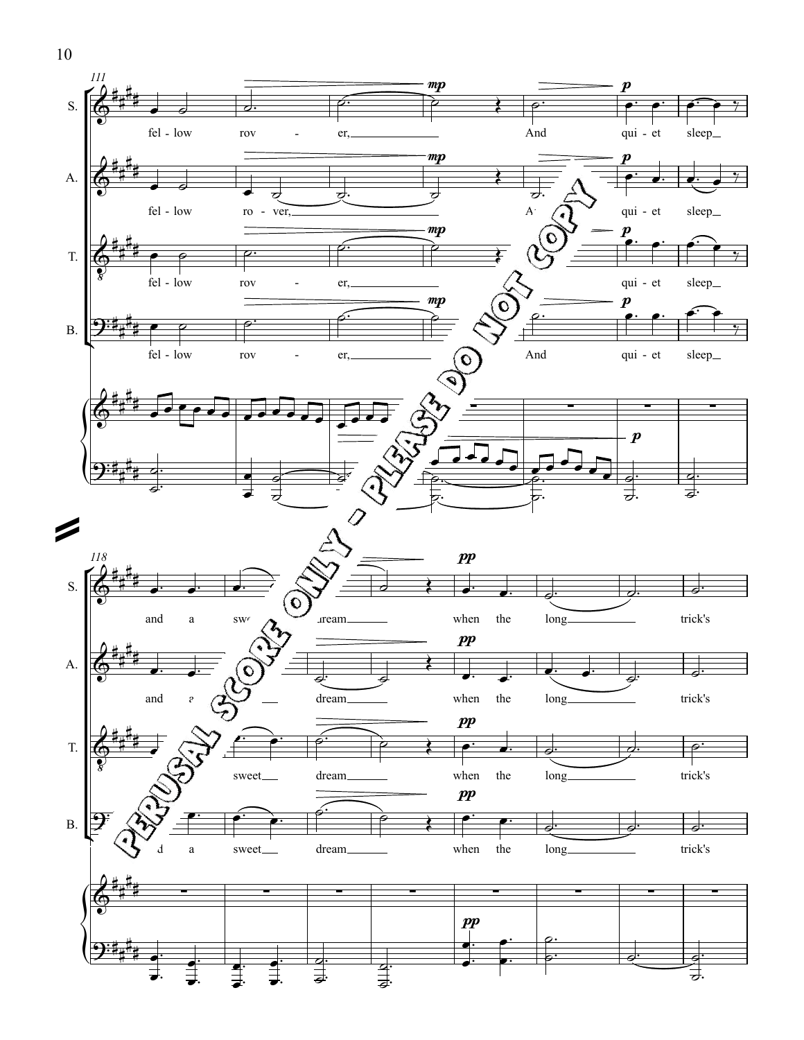PERUSAL SCORE ONLY - PLEASE DO NOT COPY

111

S.: fel - low rov - er, And qui - et sleep

A.: fel - low ro - ver, And qui - et sleep

T.: fel - low rov - er, qui - et sleep

B.: fel - low rov - er, And qui - et sleep

118

S.: and a sweet dream when the long trick's

A.: and a sweet dream when the long trick's

T.: and a sweet dream when the long trick's

B.: and a sweet dream when the long trick's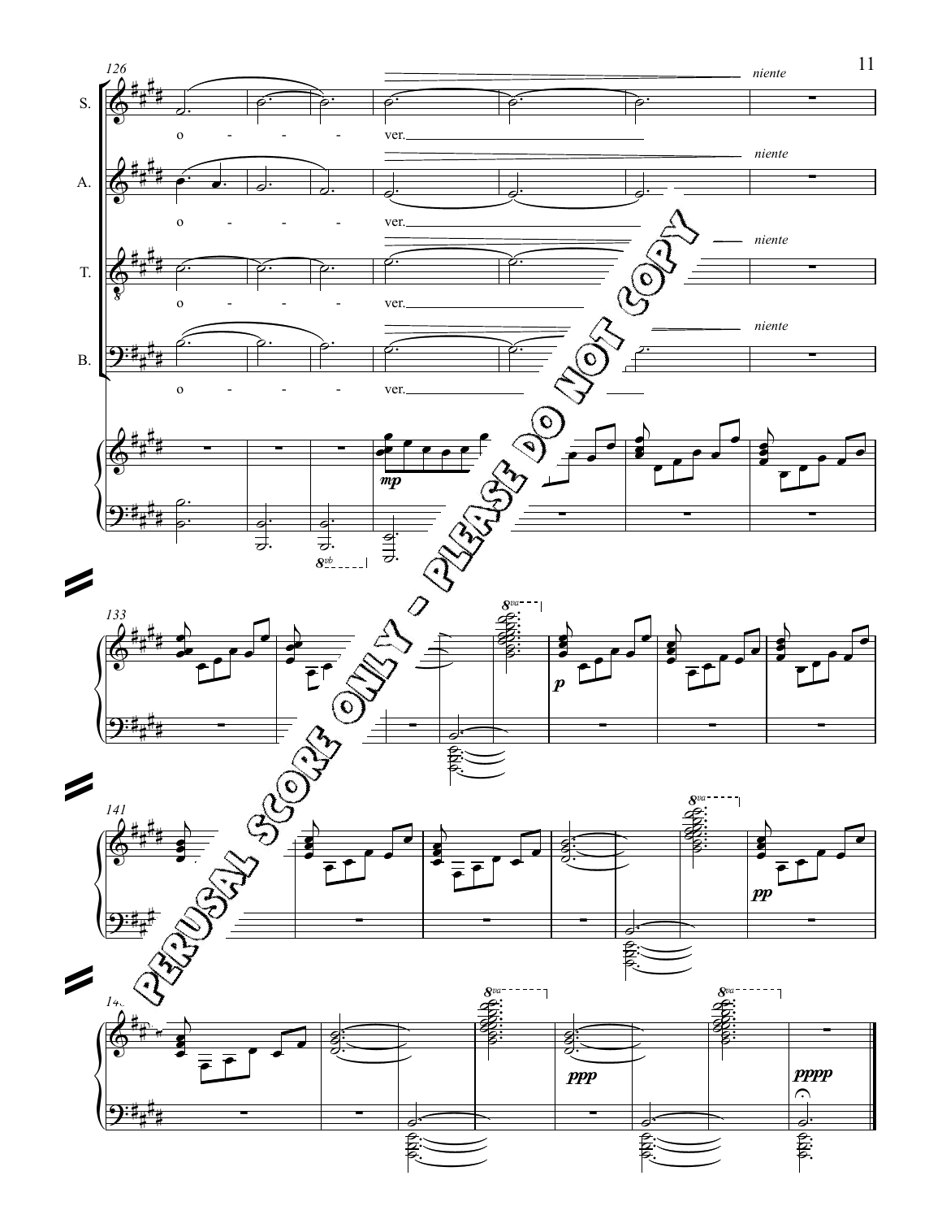126

S.

o - - - - ver.

*niente*

A.

o - - - - ver.

*niente*

T.

o - - - - ver.

*niente*

B.

o - - - - ver.

*niente*

*mp*

133

*p*

141

*pp*

*ppp*

*pppp*

PERUSAL SCORE ONLY - PLEASE DO NOT COPY